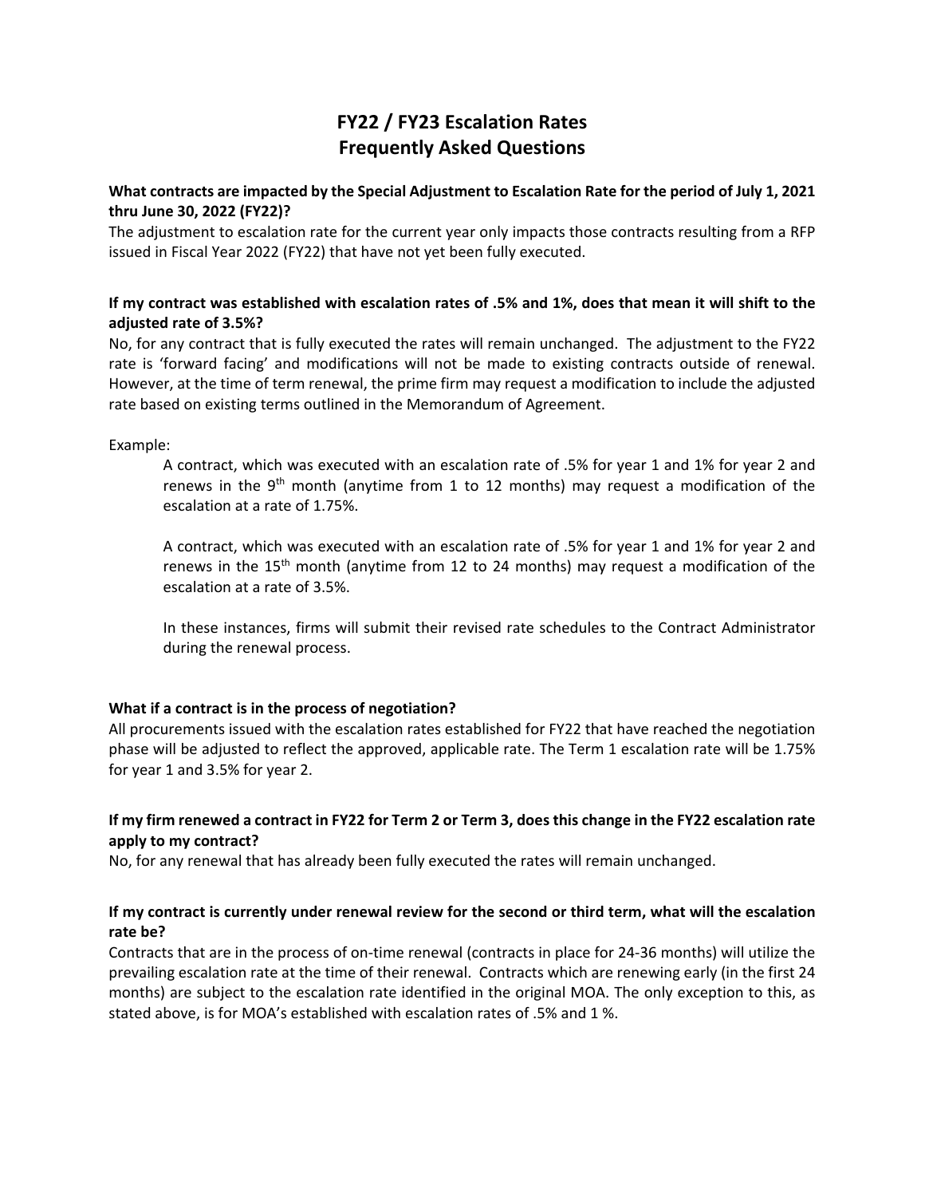# FY22 / FY23 Escalation Rates
# Frequently Asked Questions

**What contracts are impacted by the Special Adjustment to Escalation Rate for the period of July 1, 2021 thru June 30, 2022 (FY22)?**

The adjustment to escalation rate for the current year only impacts those contracts resulting from a RFP issued in Fiscal Year 2022 (FY22) that have not yet been fully executed.

**If my contract was established with escalation rates of .5% and 1%, does that mean it will shift to the adjusted rate of 3.5%?**

No, for any contract that is fully executed the rates will remain unchanged. The adjustment to the FY22 rate is 'forward facing' and modifications will not be made to existing contracts outside of renewal. However, at the time of term renewal, the prime firm may request a modification to include the adjusted rate based on existing terms outlined in the Memorandum of Agreement.

Example:

> A contract, which was executed with an escalation rate of .5% for year 1 and 1% for year 2 and renews in the 9th month (anytime from 1 to 12 months) may request a modification of the escalation at a rate of 1.75%.
>
> A contract, which was executed with an escalation rate of .5% for year 1 and 1% for year 2 and renews in the 15th month (anytime from 12 to 24 months) may request a modification of the escalation at a rate of 3.5%.
>
> In these instances, firms will submit their revised rate schedules to the Contract Administrator during the renewal process.

**What if a contract is in the process of negotiation?**

All procurements issued with the escalation rates established for FY22 that have reached the negotiation phase will be adjusted to reflect the approved, applicable rate. The Term 1 escalation rate will be 1.75% for year 1 and 3.5% for year 2.

**If my firm renewed a contract in FY22 for Term 2 or Term 3, does this change in the FY22 escalation rate apply to my contract?**

No, for any renewal that has already been fully executed the rates will remain unchanged.

**If my contract is currently under renewal review for the second or third term, what will the escalation rate be?**

Contracts that are in the process of on-time renewal (contracts in place for 24-36 months) will utilize the prevailing escalation rate at the time of their renewal. Contracts which are renewing early (in the first 24 months) are subject to the escalation rate identified in the original MOA. The only exception to this, as stated above, is for MOA's established with escalation rates of .5% and 1 %.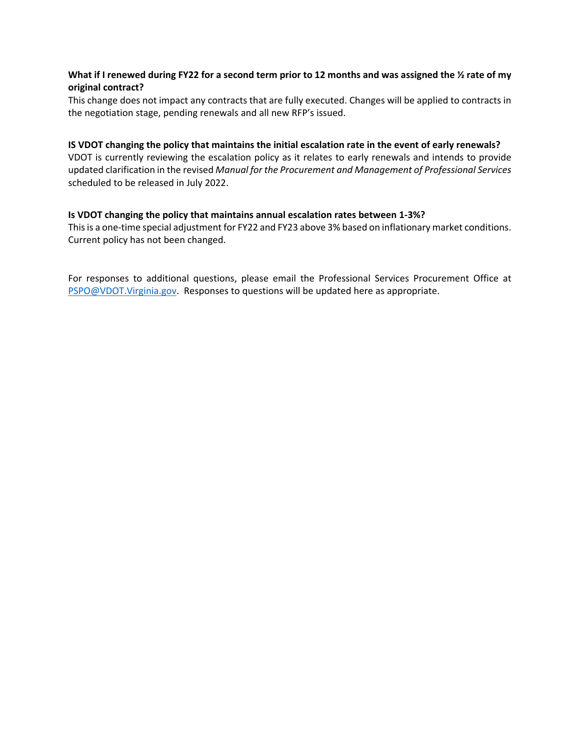**What if I renewed during FY22 for a second term prior to 12 months and was assigned the ½ rate of my original contract?**

This change does not impact any contracts that are fully executed. Changes will be applied to contracts in the negotiation stage, pending renewals and all new RFP's issued.

**IS VDOT changing the policy that maintains the initial escalation rate in the event of early renewals?**

VDOT is currently reviewing the escalation policy as it relates to early renewals and intends to provide updated clarification in the revised *Manual for the Procurement and Management of Professional Services* scheduled to be released in July 2022.

**Is VDOT changing the policy that maintains annual escalation rates between 1-3%?**

This is a one-time special adjustment for FY22 and FY23 above 3% based on inflationary market conditions. Current policy has not been changed.

For responses to additional questions, please email the Professional Services Procurement Office at PSPO@VDOT.Virginia.gov. Responses to questions will be updated here as appropriate.